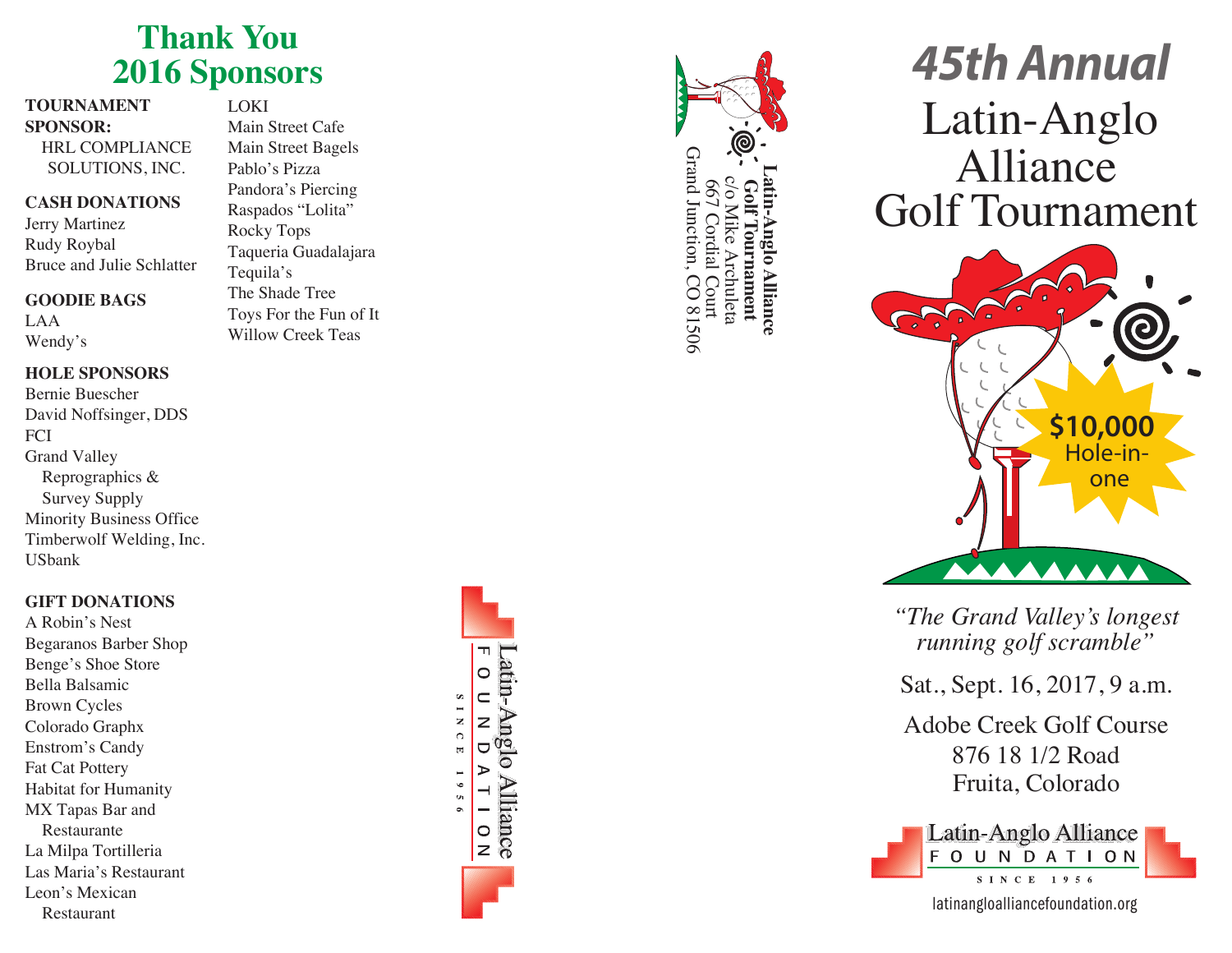# Thank You 2016 Sponsors

**TOURNAMENT SPONSOR:**
HRL COMPLIANCE SOLUTIONS, INC.

**CASH DONATIONS**
Jerry Martinez
Rudy Roybal
Bruce and Julie Schlatter

**GOODIE BAGS**
LAA
Wendy's

**HOLE SPONSORS**
Bernie Buescher
David Noffsinger, DDS
FCI
Grand Valley Reprographics & Survey Supply
Minority Business Office
Timberwolf Welding, Inc.
USbank

**GIFT DONATIONS**
A Robin's Nest
Begaranos Barber Shop
Benge's Shoe Store
Bella Balsamic
Brown Cycles
Colorado Graphx
Enstrom's Candy
Fat Cat Pottery
Habitat for Humanity
MX Tapas Bar and Restaurante
La Milpa Tortilleria
Las Maria's Restaurant
Leon's Mexican Restaurant
LOKI
Main Street Cafe
Main Street Bagels
Pablo's Pizza
Pandora's Piercing
Raspados "Lolita"
Rocky Tops
Taqueria Guadalajara
Tequila's
The Shade Tree
Toys For the Fun of It
Willow Creek Teas

Latin-Anglo Alliance FOUNDATION SINCE 1956

**Latin-Anglo Alliance Golf Tournament**
c/o Mike Archuleta
667 Cordial Court
Grand Junction, CO 81506

# 45th Annual Latin-Anglo Alliance Golf Tournament

$10,000 Hole-in-one

*"The Grand Valley's longest running golf scramble"*

Sat., Sept. 16, 2017, 9 a.m.

Adobe Creek Golf Course
876 18 1/2 Road
Fruita, Colorado

Latin-Anglo Alliance FOUNDATION SINCE 1956

latinangloalliancefoundation.org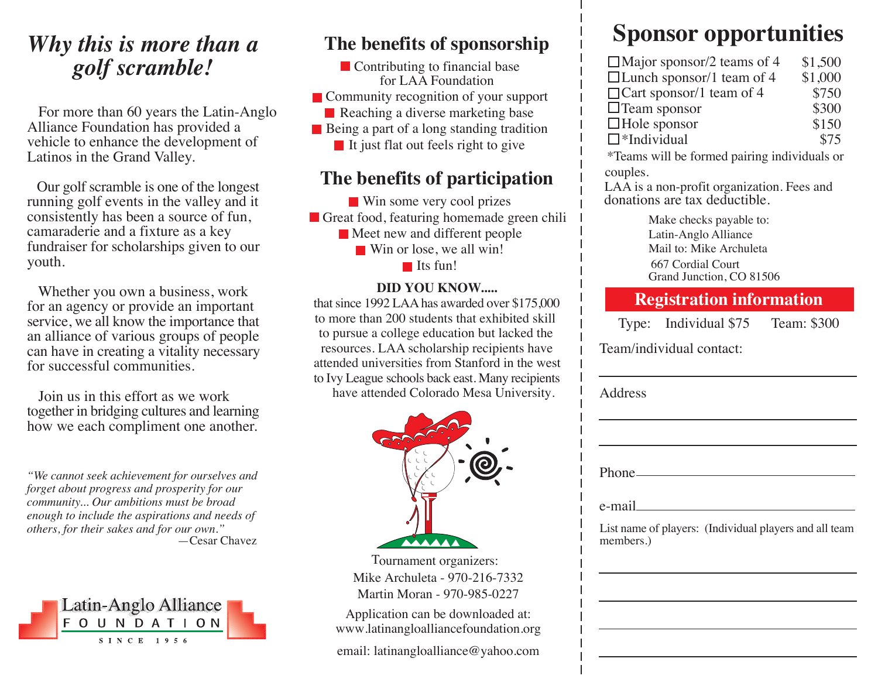# *Why this is more than a golf scramble!*

For more than 60 years the Latin-Anglo Alliance Foundation has provided a vehicle to enhance the development of Latinos in the Grand Valley.

Our golf scramble is one of the longest running golf events in the valley and it consistently has been a source of fun, camaraderie and a fixture as a key fundraiser for scholarships given to our youth.

Whether you own a business, work for an agency or provide an important service, we all know the importance that an alliance of various groups of people can have in creating a vitality necessary for successful communities.

Join us in this effort as we work together in bridging cultures and learning how we each compliment one another.

*"We cannot seek achievement for ourselves and forget about progress and prosperity for our community... Our ambitions must be broad enough to include the aspirations and needs of others, for their sakes and for our own."*
—Cesar Chavez

Latin-Anglo Alliance
FOUNDATION
SINCE 1956

## The benefits of sponsorship

- Contributing to financial base for LAA Foundation
- Community recognition of your support
- Reaching a diverse marketing base
- Being a part of a long standing tradition
- It just flat out feels right to give

## The benefits of participation

- Win some very cool prizes
- Great food, featuring homemade green chili
- Meet new and different people
- Win or lose, we all win!
- Its fun!

**DID YOU KNOW.....**

that since 1992 LAA has awarded over $175,000 to more than 200 students that exhibited skill to pursue a college education but lacked the resources. LAA scholarship recipients have attended universities from Stanford in the west to Ivy League schools back east. Many recipients have attended Colorado Mesa University.

Tournament organizers:
Mike Archuleta - 970-216-7332
Martin Moran - 970-985-0227

Application can be downloaded at:
www.latinangloalliancefoundation.org

email: latinangloalliance@yahoo.com

# Sponsor opportunities

| | |
|---|---|
| ☐ Major sponsor/2 teams of 4 | $1,500 |
| ☐ Lunch sponsor/1 team of 4 | $1,000 |
| ☐ Cart sponsor/1 team of 4 | $750 |
| ☐ Team sponsor | $300 |
| ☐ Hole sponsor | $150 |
| ☐ *Individual | $75 |

*Teams will be formed pairing individuals or couples.

LAA is a non-profit organization. Fees and donations are tax deductible.

Make checks payable to:
Latin-Anglo Alliance
Mail to: Mike Archuleta
667 Cordial Court
Grand Junction, CO 81506

## Registration information

Type: Individual $75 Team: $300

Team/individual contact:

______________________________

Address

______________________________

______________________________

Phone______________________________

e-mail______________________________

List name of players: (Individual players and all team members.)

______________________________

______________________________

______________________________

______________________________